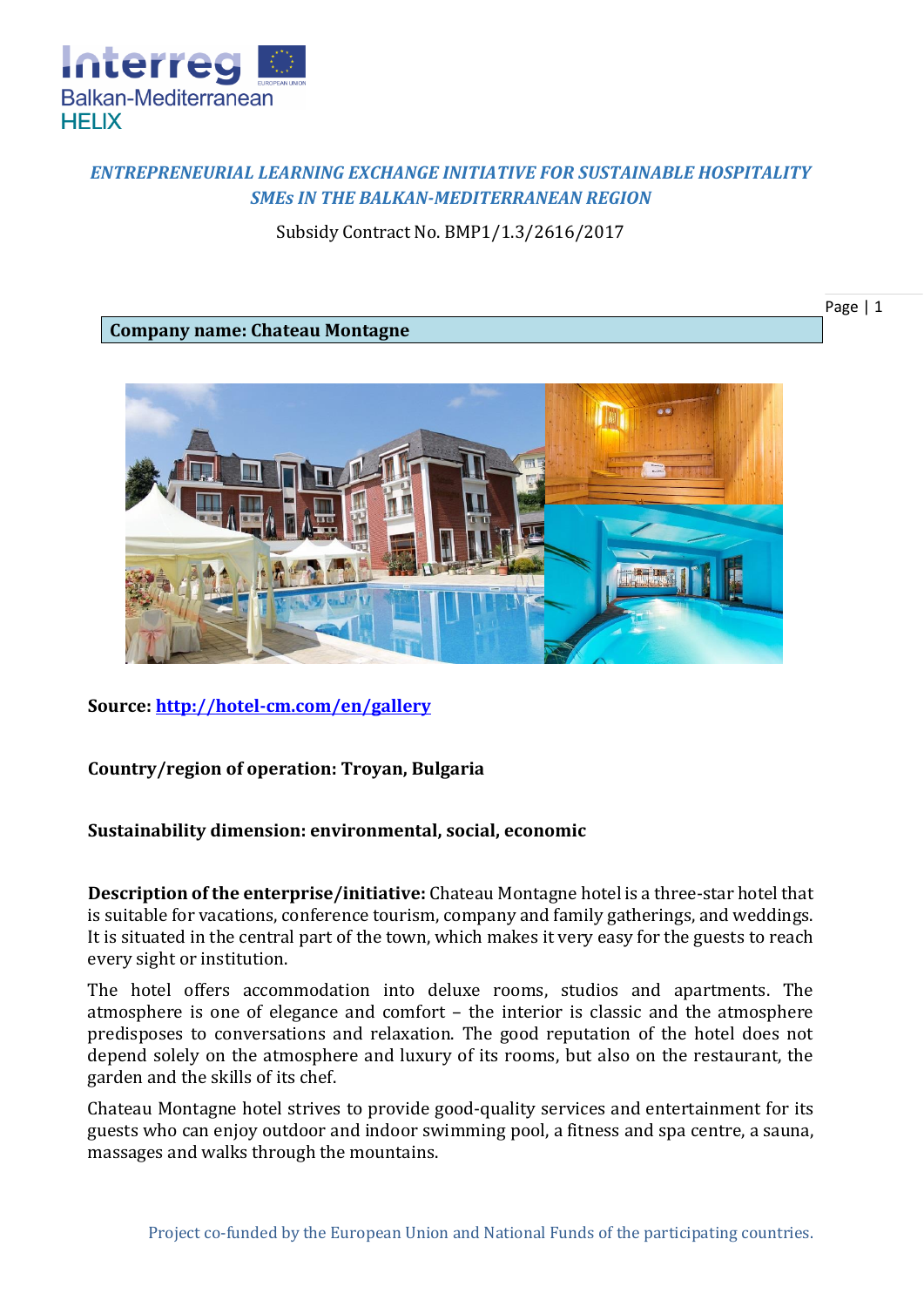## *ENTREPRENEURIAL LEARNING EXCHANGE INITIATIVE FOR SUSTAINABLE HOSPITALITY SMEs IN THE BALKAN-MEDITERRANEAN REGION*

Subsidy Contract No. BMP1/1.3/2616/2017

**Company name: Chateau Montagne**

**Source:** [http://hotel-cm.com/en/gallery](http://hotel-cm.com/en/gallery)

**Country/region of operation: Troyan, Bulgaria**

**Sustainability dimension: environmental, social, economic**

**Description of the enterprise/initiative:** Chateau Montagne hotel is a three-star hotel that is suitable for vacations, conference tourism, company and family gatherings, and weddings. It is situated in the central part of the town, which makes it very easy for the guests to reach every sight or institution.

The hotel offers accommodation into deluxe rooms, studios and apartments. The atmosphere is one of elegance and comfort – the interior is classic and the atmosphere predisposes to conversations and relaxation. The good reputation of the hotel does not depend solely on the atmosphere and luxury of its rooms, but also on the restaurant, the garden and the skills of its chef.

Chateau Montagne hotel strives to provide good-quality services and entertainment for its guests who can enjoy outdoor and indoor swimming pool, a fitness and spa centre, a sauna, massages and walks through the mountains.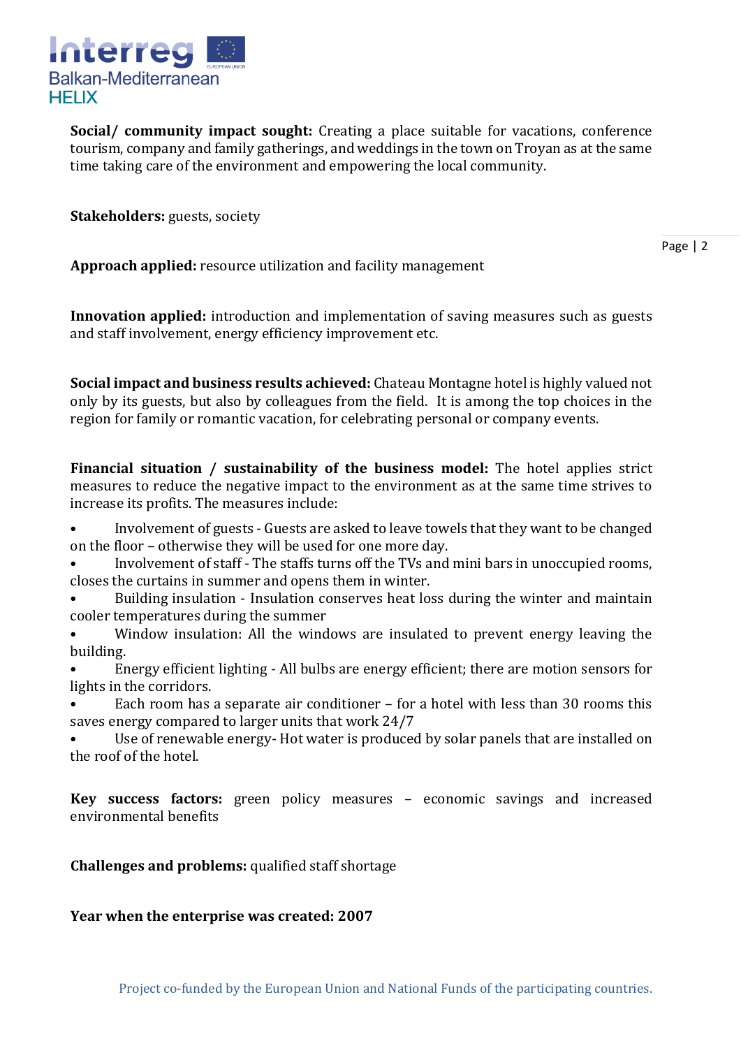**Social/ community impact sought:** Creating a place suitable for vacations, conference tourism, company and family gatherings, and weddings in the town on Troyan as at the same time taking care of the environment and empowering the local community.

**Stakeholders:** guests, society

**Approach applied:** resource utilization and facility management

**Innovation applied:** introduction and implementation of saving measures such as guests and staff involvement, energy efficiency improvement etc.

**Social impact and business results achieved:** Chateau Montagne hotel is highly valued not only by its guests, but also by colleagues from the field. It is among the top choices in the region for family or romantic vacation, for celebrating personal or company events.

**Financial situation / sustainability of the business model:** The hotel applies strict measures to reduce the negative impact to the environment as at the same time strives to increase its profits. The measures include:

- Involvement of guests - Guests are asked to leave towels that they want to be changed on the floor – otherwise they will be used for one more day.
- Involvement of staff - The staffs turns off the TVs and mini bars in unoccupied rooms, closes the curtains in summer and opens them in winter.
- Building insulation - Insulation conserves heat loss during the winter and maintain cooler temperatures during the summer
- Window insulation: All the windows are insulated to prevent energy leaving the building.
- Energy efficient lighting - All bulbs are energy efficient; there are motion sensors for lights in the corridors.
- Each room has a separate air conditioner – for a hotel with less than 30 rooms this saves energy compared to larger units that work 24/7
- Use of renewable energy- Hot water is produced by solar panels that are installed on the roof of the hotel.

**Key success factors:** green policy measures – economic savings and increased environmental benefits

**Challenges and problems:** qualified staff shortage

**Year when the enterprise was created: 2007**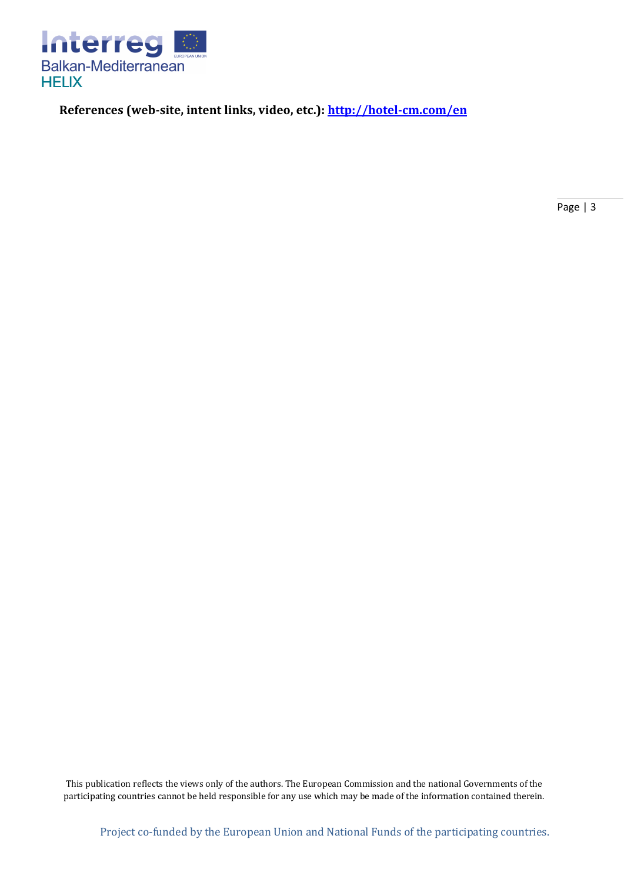**References (web-site, intent links, video, etc.): [http://hotel-cm.com/en](http://hotel-cm.com/en)**

This publication reflects the views only of the authors. The European Commission and the national Governments of the participating countries cannot be held responsible for any use which may be made of the information contained therein.

Project co-funded by the European Union and National Funds of the participating countries.